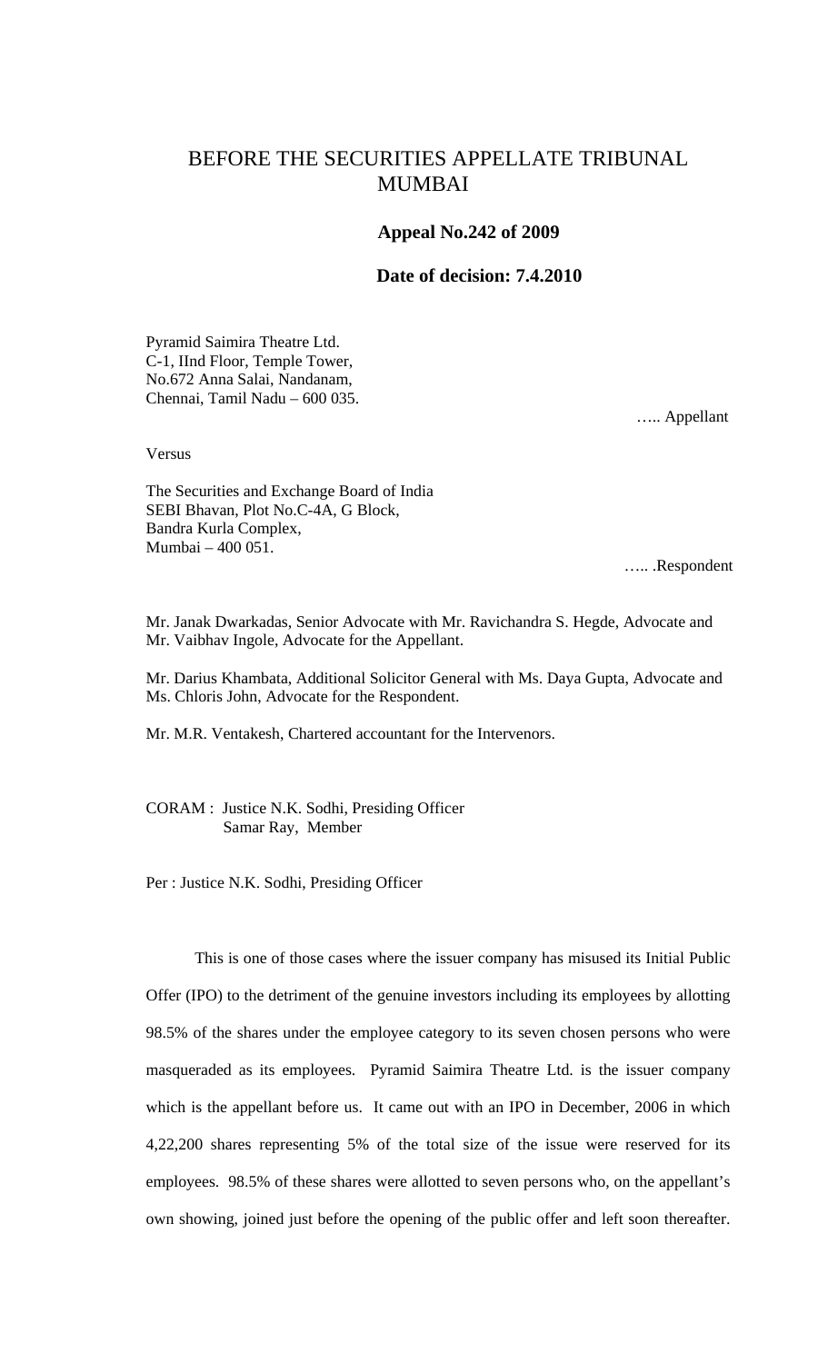# BEFORE THE SECURITIES APPELLATE TRIBUNAL MUMBAI

**Appeal No.242 of 2009**

**Date of decision: 7.4.2010**

Pyramid Saimira Theatre Ltd.
C-1, IInd Floor, Temple Tower,
No.672 Anna Salai, Nandanam,
Chennai, Tamil Nadu – 600 035.

….. Appellant

Versus

The Securities and Exchange Board of India
SEBI Bhavan, Plot No.C-4A, G Block,
Bandra Kurla Complex,
Mumbai – 400 051.

….. .Respondent

Mr. Janak Dwarkadas, Senior Advocate with Mr. Ravichandra S. Hegde, Advocate and Mr. Vaibhav Ingole, Advocate for the Appellant.

Mr. Darius Khambata, Additional Solicitor General with Ms. Daya Gupta, Advocate and Ms. Chloris John, Advocate for the Respondent.

Mr. M.R. Ventakesh, Chartered accountant for the Intervenors.

CORAM : Justice N.K. Sodhi, Presiding Officer
Samar Ray, Member

Per : Justice N.K. Sodhi, Presiding Officer

This is one of those cases where the issuer company has misused its Initial Public Offer (IPO) to the detriment of the genuine investors including its employees by allotting 98.5% of the shares under the employee category to its seven chosen persons who were masqueraded as its employees. Pyramid Saimira Theatre Ltd. is the issuer company which is the appellant before us. It came out with an IPO in December, 2006 in which 4,22,200 shares representing 5% of the total size of the issue were reserved for its employees. 98.5% of these shares were allotted to seven persons who, on the appellant's own showing, joined just before the opening of the public offer and left soon thereafter.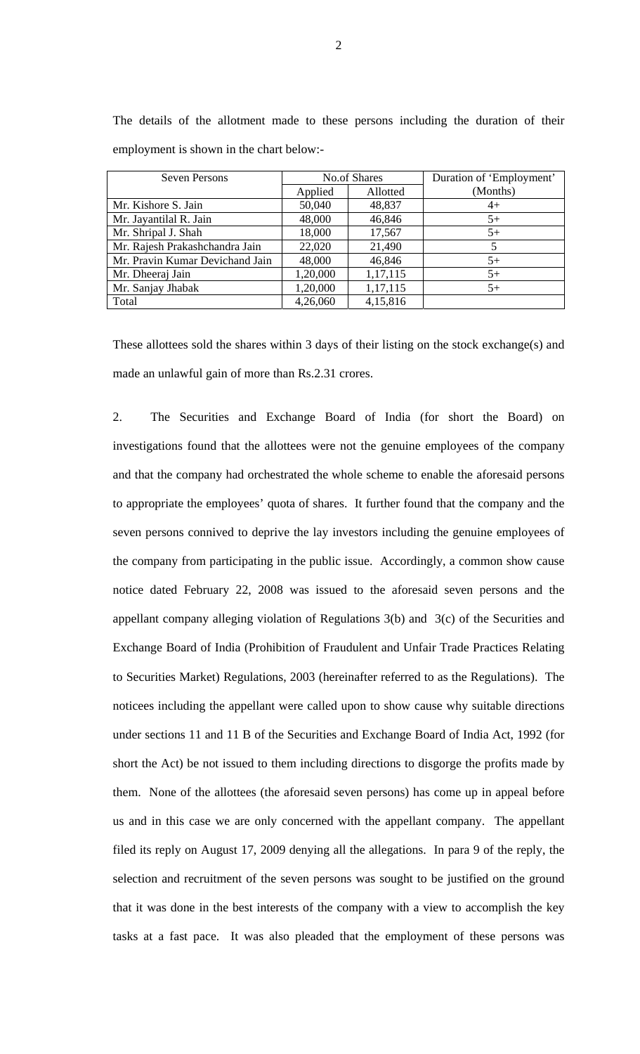The details of the allotment made to these persons including the duration of their employment is shown in the chart below:-

| Seven Persons | No.of Shares | | Duration of 'Employment' (Months) |
|---|---|---|---|
| | Applied | Allotted | |
| Mr. Kishore S. Jain | 50,040 | 48,837 | 4+ |
| Mr. Jayantilal R. Jain | 48,000 | 46,846 | 5+ |
| Mr. Shripal J. Shah | 18,000 | 17,567 | 5+ |
| Mr. Rajesh Prakashchandra Jain | 22,020 | 21,490 | 5 |
| Mr. Pravin Kumar Devichand Jain | 48,000 | 46,846 | 5+ |
| Mr. Dheeraj Jain | 1,20,000 | 1,17,115 | 5+ |
| Mr. Sanjay Jhabak | 1,20,000 | 1,17,115 | 5+ |
| Total | 4,26,060 | 4,15,816 | |

These allottees sold the shares within 3 days of their listing on the stock exchange(s) and made an unlawful gain of more than Rs.2.31 crores.

2. The Securities and Exchange Board of India (for short the Board) on investigations found that the allottees were not the genuine employees of the company and that the company had orchestrated the whole scheme to enable the aforesaid persons to appropriate the employees' quota of shares. It further found that the company and the seven persons connived to deprive the lay investors including the genuine employees of the company from participating in the public issue. Accordingly, a common show cause notice dated February 22, 2008 was issued to the aforesaid seven persons and the appellant company alleging violation of Regulations 3(b) and 3(c) of the Securities and Exchange Board of India (Prohibition of Fraudulent and Unfair Trade Practices Relating to Securities Market) Regulations, 2003 (hereinafter referred to as the Regulations). The noticees including the appellant were called upon to show cause why suitable directions under sections 11 and 11 B of the Securities and Exchange Board of India Act, 1992 (for short the Act) be not issued to them including directions to disgorge the profits made by them. None of the allottees (the aforesaid seven persons) has come up in appeal before us and in this case we are only concerned with the appellant company. The appellant filed its reply on August 17, 2009 denying all the allegations. In para 9 of the reply, the selection and recruitment of the seven persons was sought to be justified on the ground that it was done in the best interests of the company with a view to accomplish the key tasks at a fast pace. It was also pleaded that the employment of these persons was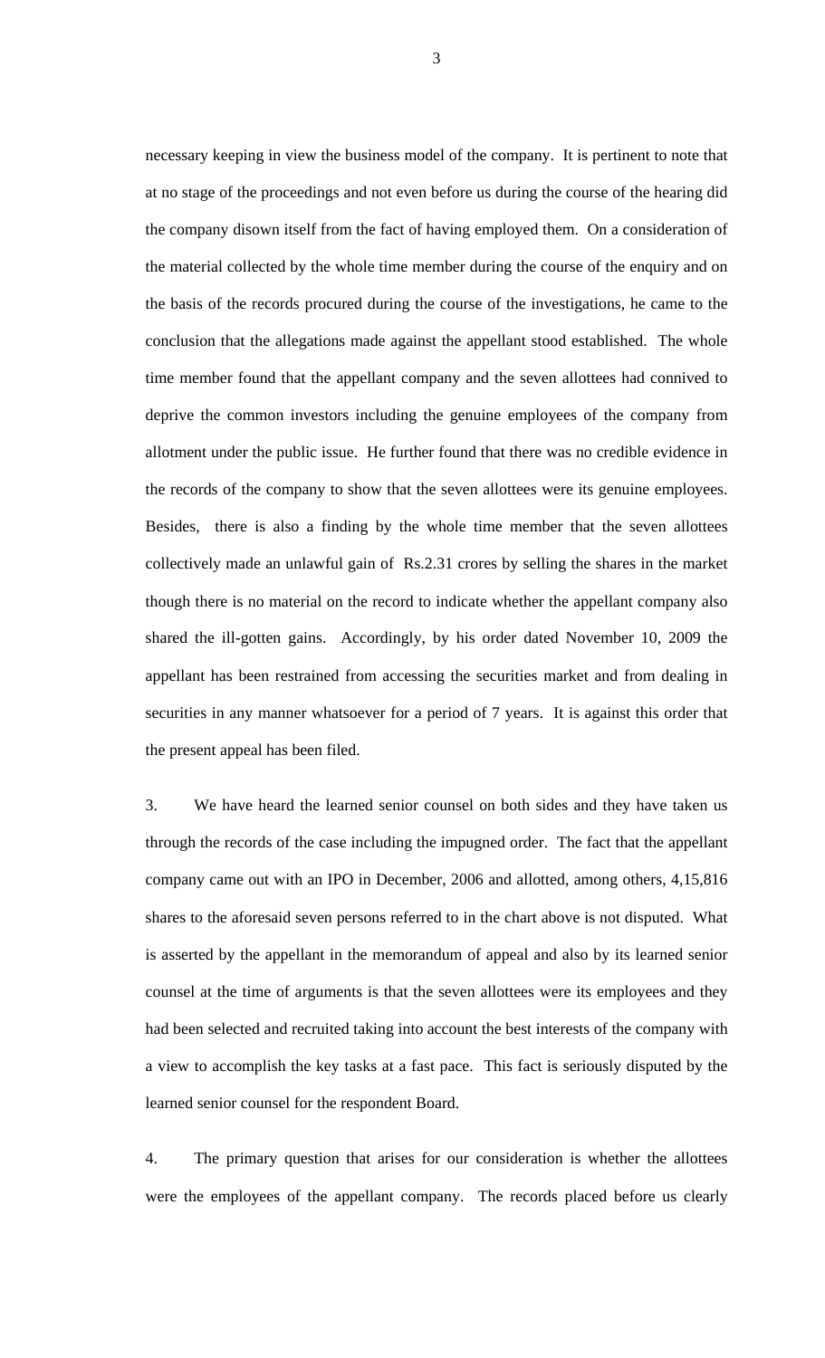necessary keeping in view the business model of the company. It is pertinent to note that at no stage of the proceedings and not even before us during the course of the hearing did the company disown itself from the fact of having employed them. On a consideration of the material collected by the whole time member during the course of the enquiry and on the basis of the records procured during the course of the investigations, he came to the conclusion that the allegations made against the appellant stood established. The whole time member found that the appellant company and the seven allottees had connived to deprive the common investors including the genuine employees of the company from allotment under the public issue. He further found that there was no credible evidence in the records of the company to show that the seven allottees were its genuine employees. Besides, there is also a finding by the whole time member that the seven allottees collectively made an unlawful gain of Rs.2.31 crores by selling the shares in the market though there is no material on the record to indicate whether the appellant company also shared the ill-gotten gains. Accordingly, by his order dated November 10, 2009 the appellant has been restrained from accessing the securities market and from dealing in securities in any manner whatsoever for a period of 7 years. It is against this order that the present appeal has been filed.

3. We have heard the learned senior counsel on both sides and they have taken us through the records of the case including the impugned order. The fact that the appellant company came out with an IPO in December, 2006 and allotted, among others, 4,15,816 shares to the aforesaid seven persons referred to in the chart above is not disputed. What is asserted by the appellant in the memorandum of appeal and also by its learned senior counsel at the time of arguments is that the seven allottees were its employees and they had been selected and recruited taking into account the best interests of the company with a view to accomplish the key tasks at a fast pace. This fact is seriously disputed by the learned senior counsel for the respondent Board.

4. The primary question that arises for our consideration is whether the allottees were the employees of the appellant company. The records placed before us clearly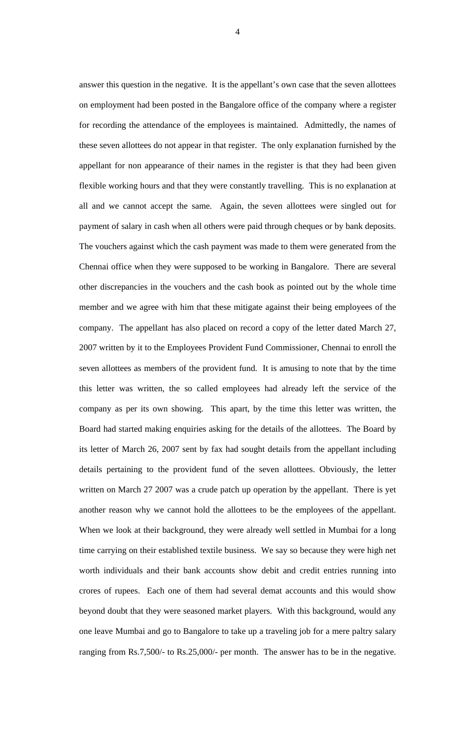answer this question in the negative. It is the appellant's own case that the seven allottees on employment had been posted in the Bangalore office of the company where a register for recording the attendance of the employees is maintained. Admittedly, the names of these seven allottees do not appear in that register. The only explanation furnished by the appellant for non appearance of their names in the register is that they had been given flexible working hours and that they were constantly travelling. This is no explanation at all and we cannot accept the same. Again, the seven allottees were singled out for payment of salary in cash when all others were paid through cheques or by bank deposits. The vouchers against which the cash payment was made to them were generated from the Chennai office when they were supposed to be working in Bangalore. There are several other discrepancies in the vouchers and the cash book as pointed out by the whole time member and we agree with him that these mitigate against their being employees of the company. The appellant has also placed on record a copy of the letter dated March 27, 2007 written by it to the Employees Provident Fund Commissioner, Chennai to enroll the seven allottees as members of the provident fund. It is amusing to note that by the time this letter was written, the so called employees had already left the service of the company as per its own showing. This apart, by the time this letter was written, the Board had started making enquiries asking for the details of the allottees. The Board by its letter of March 26, 2007 sent by fax had sought details from the appellant including details pertaining to the provident fund of the seven allottees. Obviously, the letter written on March 27 2007 was a crude patch up operation by the appellant. There is yet another reason why we cannot hold the allottees to be the employees of the appellant. When we look at their background, they were already well settled in Mumbai for a long time carrying on their established textile business. We say so because they were high net worth individuals and their bank accounts show debit and credit entries running into crores of rupees. Each one of them had several demat accounts and this would show beyond doubt that they were seasoned market players. With this background, would any one leave Mumbai and go to Bangalore to take up a traveling job for a mere paltry salary ranging from Rs.7,500/- to Rs.25,000/- per month. The answer has to be in the negative.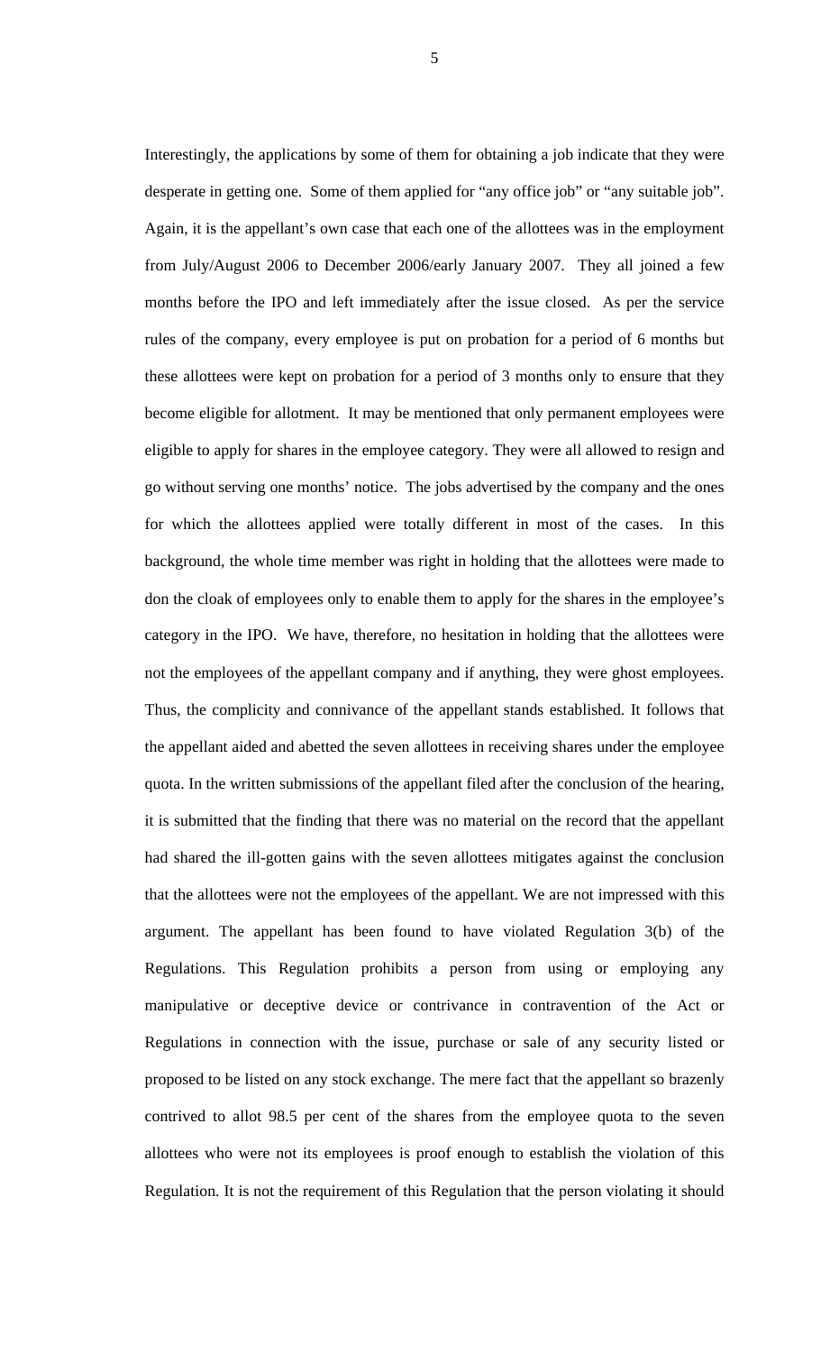Interestingly, the applications by some of them for obtaining a job indicate that they were desperate in getting one. Some of them applied for "any office job" or "any suitable job". Again, it is the appellant's own case that each one of the allottees was in the employment from July/August 2006 to December 2006/early January 2007. They all joined a few months before the IPO and left immediately after the issue closed. As per the service rules of the company, every employee is put on probation for a period of 6 months but these allottees were kept on probation for a period of 3 months only to ensure that they become eligible for allotment. It may be mentioned that only permanent employees were eligible to apply for shares in the employee category. They were all allowed to resign and go without serving one months' notice. The jobs advertised by the company and the ones for which the allottees applied were totally different in most of the cases. In this background, the whole time member was right in holding that the allottees were made to don the cloak of employees only to enable them to apply for the shares in the employee's category in the IPO. We have, therefore, no hesitation in holding that the allottees were not the employees of the appellant company and if anything, they were ghost employees. Thus, the complicity and connivance of the appellant stands established. It follows that the appellant aided and abetted the seven allottees in receiving shares under the employee quota. In the written submissions of the appellant filed after the conclusion of the hearing, it is submitted that the finding that there was no material on the record that the appellant had shared the ill-gotten gains with the seven allottees mitigates against the conclusion that the allottees were not the employees of the appellant. We are not impressed with this argument. The appellant has been found to have violated Regulation 3(b) of the Regulations. This Regulation prohibits a person from using or employing any manipulative or deceptive device or contrivance in contravention of the Act or Regulations in connection with the issue, purchase or sale of any security listed or proposed to be listed on any stock exchange. The mere fact that the appellant so brazenly contrived to allot 98.5 per cent of the shares from the employee quota to the seven allottees who were not its employees is proof enough to establish the violation of this Regulation. It is not the requirement of this Regulation that the person violating it should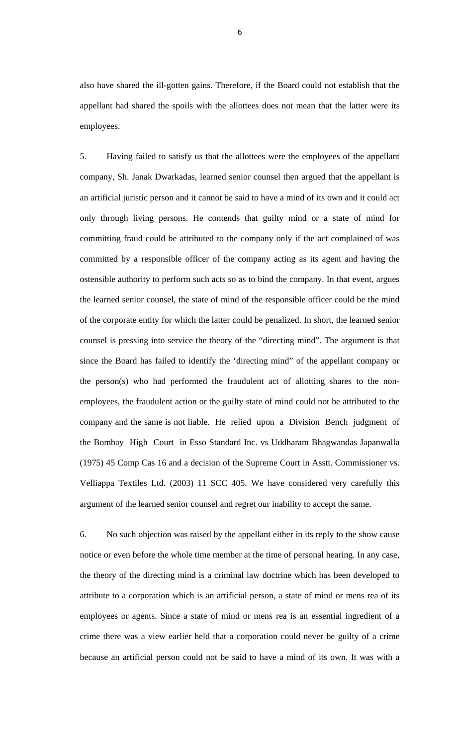also have shared the ill-gotten gains. Therefore, if the Board could not establish that the appellant had shared the spoils with the allottees does not mean that the latter were its employees.

5. Having failed to satisfy us that the allottees were the employees of the appellant company, Sh. Janak Dwarkadas, learned senior counsel then argued that the appellant is an artificial juristic person and it cannot be said to have a mind of its own and it could act only through living persons. He contends that guilty mind or a state of mind for committing fraud could be attributed to the company only if the act complained of was committed by a responsible officer of the company acting as its agent and having the ostensible authority to perform such acts so as to bind the company. In that event, argues the learned senior counsel, the state of mind of the responsible officer could be the mind of the corporate entity for which the latter could be penalized. In short, the learned senior counsel is pressing into service the theory of the "directing mind". The argument is that since the Board has failed to identify the 'directing mind" of the appellant company or the person(s) who had performed the fraudulent act of allotting shares to the non-employees, the fraudulent action or the guilty state of mind could not be attributed to the company and the same is not liable. He relied upon a Division Bench judgment of the Bombay High Court in Esso Standard Inc. vs Uddharam Bhagwandas Japanwalla (1975) 45 Comp Cas 16 and a decision of the Supreme Court in Asstt. Commissioner vs. Velliappa Textiles Ltd. (2003) 11 SCC 405. We have considered very carefully this argument of the learned senior counsel and regret our inability to accept the same.

6. No such objection was raised by the appellant either in its reply to the show cause notice or even before the whole time member at the time of personal hearing. In any case, the theory of the directing mind is a criminal law doctrine which has been developed to attribute to a corporation which is an artificial person, a state of mind or mens rea of its employees or agents. Since a state of mind or mens rea is an essential ingredient of a crime there was a view earlier held that a corporation could never be guilty of a crime because an artificial person could not be said to have a mind of its own. It was with a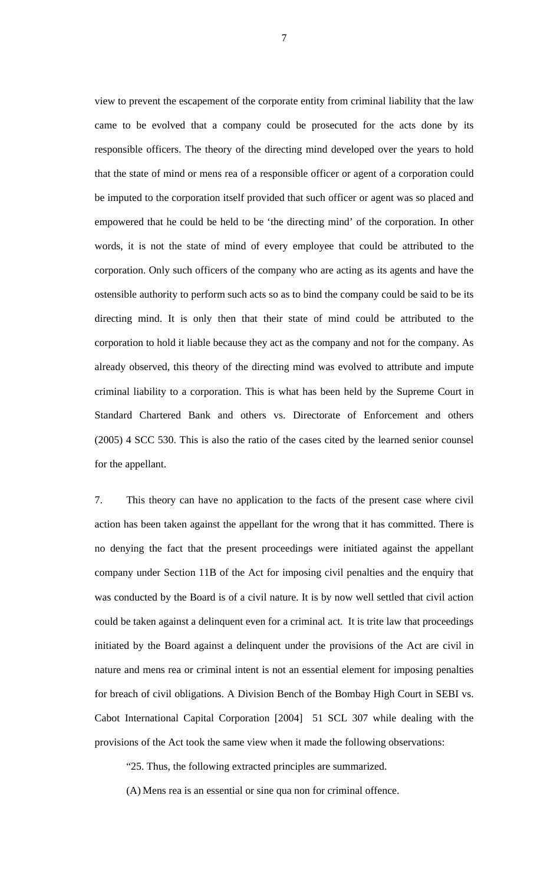view to prevent the escapement of the corporate entity from criminal liability that the law came to be evolved that a company could be prosecuted for the acts done by its responsible officers. The theory of the directing mind developed over the years to hold that the state of mind or mens rea of a responsible officer or agent of a corporation could be imputed to the corporation itself provided that such officer or agent was so placed and empowered that he could be held to be 'the directing mind' of the corporation. In other words, it is not the state of mind of every employee that could be attributed to the corporation. Only such officers of the company who are acting as its agents and have the ostensible authority to perform such acts so as to bind the company could be said to be its directing mind. It is only then that their state of mind could be attributed to the corporation to hold it liable because they act as the company and not for the company. As already observed, this theory of the directing mind was evolved to attribute and impute criminal liability to a corporation. This is what has been held by the Supreme Court in Standard Chartered Bank and others vs. Directorate of Enforcement and others (2005) 4 SCC 530. This is also the ratio of the cases cited by the learned senior counsel for the appellant.

7. This theory can have no application to the facts of the present case where civil action has been taken against the appellant for the wrong that it has committed. There is no denying the fact that the present proceedings were initiated against the appellant company under Section 11B of the Act for imposing civil penalties and the enquiry that was conducted by the Board is of a civil nature. It is by now well settled that civil action could be taken against a delinquent even for a criminal act. It is trite law that proceedings initiated by the Board against a delinquent under the provisions of the Act are civil in nature and mens rea or criminal intent is not an essential element for imposing penalties for breach of civil obligations. A Division Bench of the Bombay High Court in SEBI vs. Cabot International Capital Corporation [2004] 51 SCL 307 while dealing with the provisions of the Act took the same view when it made the following observations:

"25. Thus, the following extracted principles are summarized.

(A) Mens rea is an essential or sine qua non for criminal offence.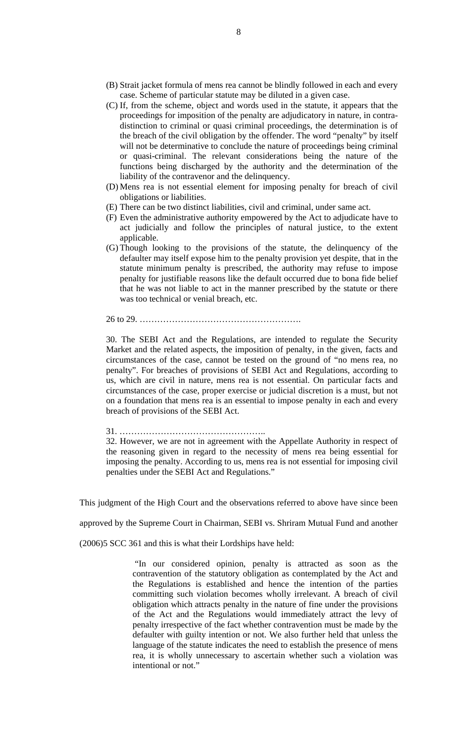(B) Strait jacket formula of mens rea cannot be blindly followed in each and every case. Scheme of particular statute may be diluted in a given case.

(C) If, from the scheme, object and words used in the statute, it appears that the proceedings for imposition of the penalty are adjudicatory in nature, in contra-distinction to criminal or quasi criminal proceedings, the determination is of the breach of the civil obligation by the offender. The word "penalty" by itself will not be determinative to conclude the nature of proceedings being criminal or quasi-criminal. The relevant considerations being the nature of the functions being discharged by the authority and the determination of the liability of the contravenor and the delinquency.

(D) Mens rea is not essential element for imposing penalty for breach of civil obligations or liabilities.

(E) There can be two distinct liabilities, civil and criminal, under same act.

(F) Even the administrative authority empowered by the Act to adjudicate have to act judicially and follow the principles of natural justice, to the extent applicable.

(G) Though looking to the provisions of the statute, the delinquency of the defaulter may itself expose him to the penalty provision yet despite, that in the statute minimum penalty is prescribed, the authority may refuse to impose penalty for justifiable reasons like the default occurred due to bona fide belief that he was not liable to act in the manner prescribed by the statute or there was too technical or venial breach, etc.

> 26 to 29. ……………………………………………….
>
> 30. The SEBI Act and the Regulations, are intended to regulate the Security Market and the related aspects, the imposition of penalty, in the given, facts and circumstances of the case, cannot be tested on the ground of "no mens rea, no penalty". For breaches of provisions of SEBI Act and Regulations, according to us, which are civil in nature, mens rea is not essential. On particular facts and circumstances of the case, proper exercise or judicial discretion is a must, but not on a foundation that mens rea is an essential to impose penalty in each and every breach of provisions of the SEBI Act.
>
> 31. …………………………………………..
>
> 32. However, we are not in agreement with the Appellate Authority in respect of the reasoning given in regard to the necessity of mens rea being essential for imposing the penalty. According to us, mens rea is not essential for imposing civil penalties under the SEBI Act and Regulations."

This judgment of the High Court and the observations referred to above have since been approved by the Supreme Court in Chairman, SEBI vs. Shriram Mutual Fund and another (2006)5 SCC 361 and this is what their Lordships have held:

> "In our considered opinion, penalty is attracted as soon as the contravention of the statutory obligation as contemplated by the Act and the Regulations is established and hence the intention of the parties committing such violation becomes wholly irrelevant. A breach of civil obligation which attracts penalty in the nature of fine under the provisions of the Act and the Regulations would immediately attract the levy of penalty irrespective of the fact whether contravention must be made by the defaulter with guilty intention or not. We also further held that unless the language of the statute indicates the need to establish the presence of mens rea, it is wholly unnecessary to ascertain whether such a violation was intentional or not."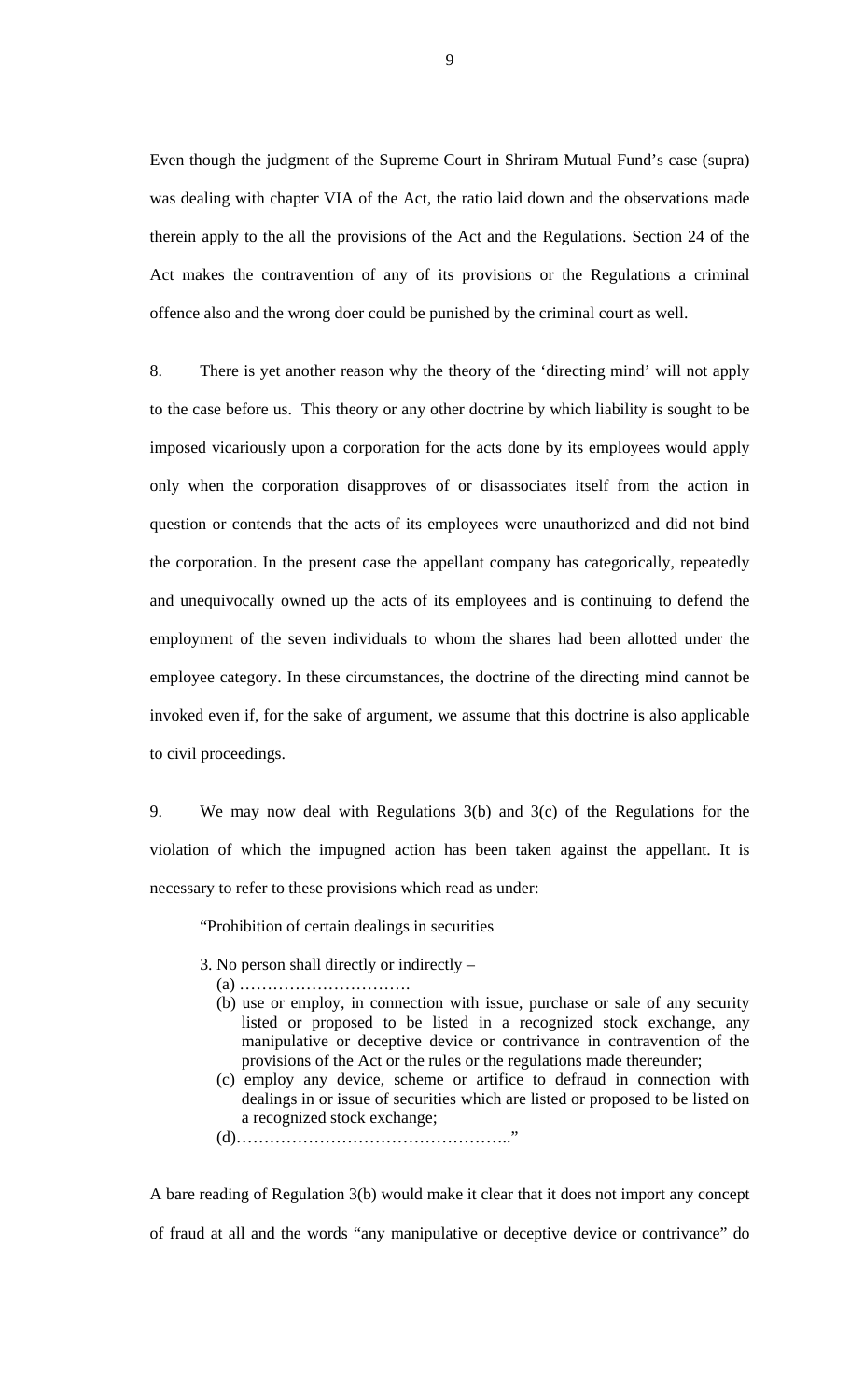Even though the judgment of the Supreme Court in Shriram Mutual Fund's case (supra) was dealing with chapter VIA of the Act, the ratio laid down and the observations made therein apply to the all the provisions of the Act and the Regulations. Section 24 of the Act makes the contravention of any of its provisions or the Regulations a criminal offence also and the wrong doer could be punished by the criminal court as well.

8. There is yet another reason why the theory of the 'directing mind' will not apply to the case before us. This theory or any other doctrine by which liability is sought to be imposed vicariously upon a corporation for the acts done by its employees would apply only when the corporation disapproves of or disassociates itself from the action in question or contends that the acts of its employees were unauthorized and did not bind the corporation. In the present case the appellant company has categorically, repeatedly and unequivocally owned up the acts of its employees and is continuing to defend the employment of the seven individuals to whom the shares had been allotted under the employee category. In these circumstances, the doctrine of the directing mind cannot be invoked even if, for the sake of argument, we assume that this doctrine is also applicable to civil proceedings.

9. We may now deal with Regulations 3(b) and 3(c) of the Regulations for the violation of which the impugned action has been taken against the appellant. It is necessary to refer to these provisions which read as under:

> "Prohibition of certain dealings in securities
>
> 3. No person shall directly or indirectly –
>
> (a) ………………………….
>
> (b) use or employ, in connection with issue, purchase or sale of any security listed or proposed to be listed in a recognized stock exchange, any manipulative or deceptive device or contrivance in contravention of the provisions of the Act or the rules or the regulations made thereunder;
>
> (c) employ any device, scheme or artifice to defraud in connection with dealings in or issue of securities which are listed or proposed to be listed on a recognized stock exchange;
>
> (d)………………………………………….."

A bare reading of Regulation 3(b) would make it clear that it does not import any concept of fraud at all and the words "any manipulative or deceptive device or contrivance" do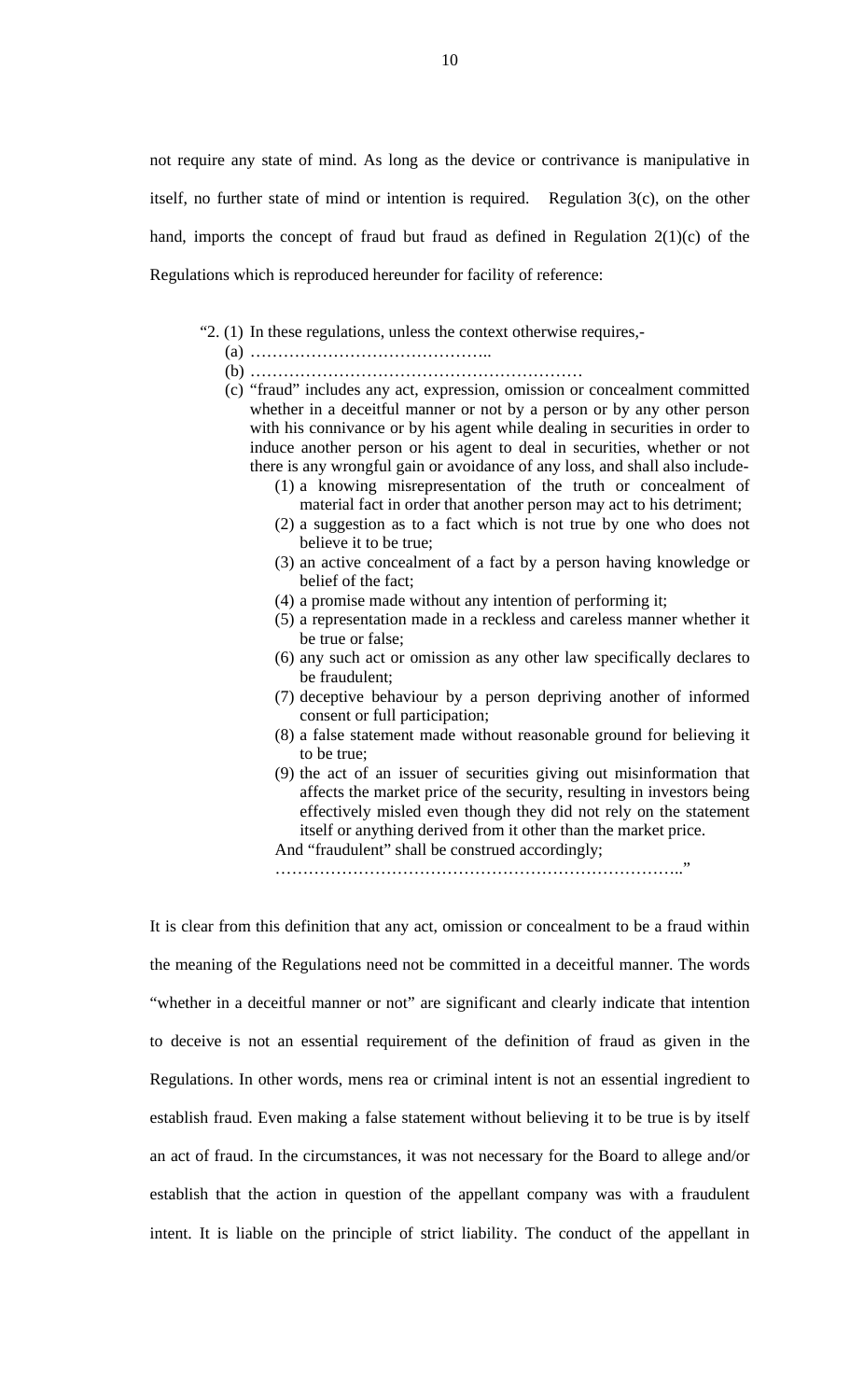not require any state of mind. As long as the device or contrivance is manipulative in itself, no further state of mind or intention is required. Regulation 3(c), on the other hand, imports the concept of fraud but fraud as defined in Regulation 2(1)(c) of the Regulations which is reproduced hereunder for facility of reference:

> "2. (1) In these regulations, unless the context otherwise requires,-
>
> (a) ……………………………………..
>
> (b) ……………………………………………………
>
> (c) "fraud" includes any act, expression, omission or concealment committed whether in a deceitful manner or not by a person or by any other person with his connivance or by his agent while dealing in securities in order to induce another person or his agent to deal in securities, whether or not there is any wrongful gain or avoidance of any loss, and shall also include-
>
> (1) a knowing misrepresentation of the truth or concealment of material fact in order that another person may act to his detriment;
>
> (2) a suggestion as to a fact which is not true by one who does not believe it to be true;
>
> (3) an active concealment of a fact by a person having knowledge or belief of the fact;
>
> (4) a promise made without any intention of performing it;
>
> (5) a representation made in a reckless and careless manner whether it be true or false;
>
> (6) any such act or omission as any other law specifically declares to be fraudulent;
>
> (7) deceptive behaviour by a person depriving another of informed consent or full participation;
>
> (8) a false statement made without reasonable ground for believing it to be true;
>
> (9) the act of an issuer of securities giving out misinformation that affects the market price of the security, resulting in investors being effectively misled even though they did not rely on the statement itself or anything derived from it other than the market price.
>
> And "fraudulent" shall be construed accordingly;
>
> ………………………………………………………………."

It is clear from this definition that any act, omission or concealment to be a fraud within the meaning of the Regulations need not be committed in a deceitful manner. The words "whether in a deceitful manner or not" are significant and clearly indicate that intention to deceive is not an essential requirement of the definition of fraud as given in the Regulations. In other words, mens rea or criminal intent is not an essential ingredient to establish fraud. Even making a false statement without believing it to be true is by itself an act of fraud. In the circumstances, it was not necessary for the Board to allege and/or establish that the action in question of the appellant company was with a fraudulent intent. It is liable on the principle of strict liability. The conduct of the appellant in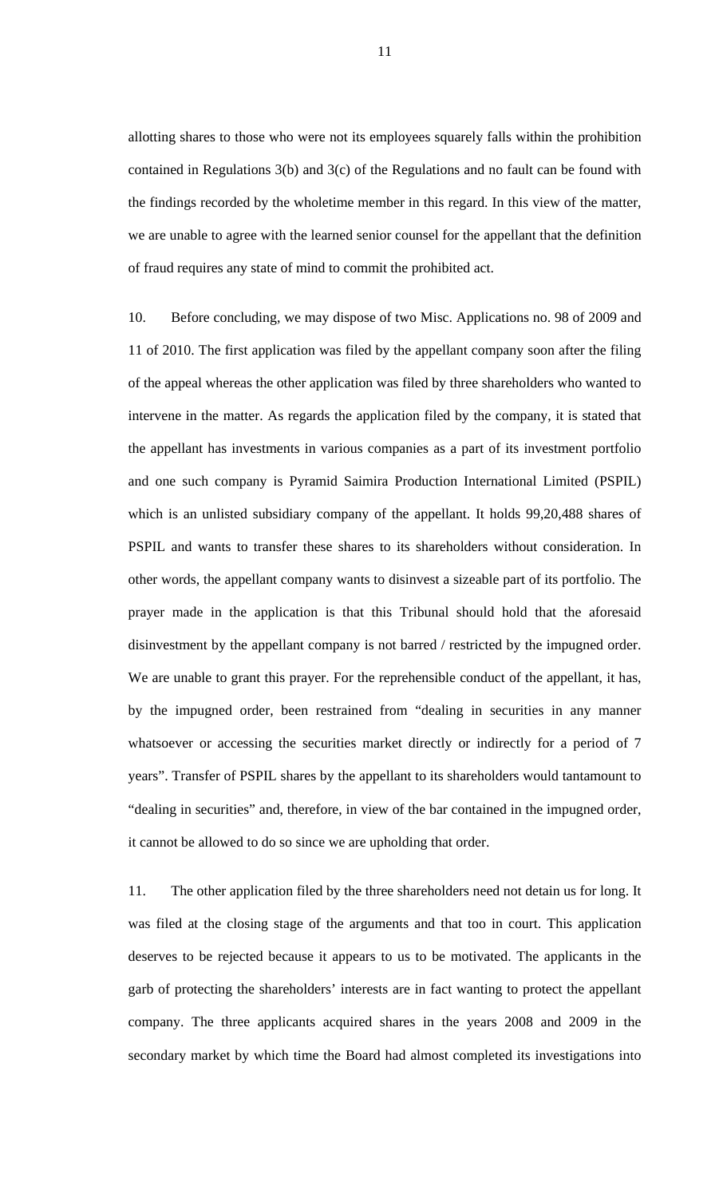allotting shares to those who were not its employees squarely falls within the prohibition contained in Regulations 3(b) and 3(c) of the Regulations and no fault can be found with the findings recorded by the wholetime member in this regard. In this view of the matter, we are unable to agree with the learned senior counsel for the appellant that the definition of fraud requires any state of mind to commit the prohibited act.

10. Before concluding, we may dispose of two Misc. Applications no. 98 of 2009 and 11 of 2010. The first application was filed by the appellant company soon after the filing of the appeal whereas the other application was filed by three shareholders who wanted to intervene in the matter. As regards the application filed by the company, it is stated that the appellant has investments in various companies as a part of its investment portfolio and one such company is Pyramid Saimira Production International Limited (PSPIL) which is an unlisted subsidiary company of the appellant. It holds 99,20,488 shares of PSPIL and wants to transfer these shares to its shareholders without consideration. In other words, the appellant company wants to disinvest a sizeable part of its portfolio. The prayer made in the application is that this Tribunal should hold that the aforesaid disinvestment by the appellant company is not barred / restricted by the impugned order. We are unable to grant this prayer. For the reprehensible conduct of the appellant, it has, by the impugned order, been restrained from "dealing in securities in any manner whatsoever or accessing the securities market directly or indirectly for a period of 7 years". Transfer of PSPIL shares by the appellant to its shareholders would tantamount to "dealing in securities" and, therefore, in view of the bar contained in the impugned order, it cannot be allowed to do so since we are upholding that order.

11. The other application filed by the three shareholders need not detain us for long. It was filed at the closing stage of the arguments and that too in court. This application deserves to be rejected because it appears to us to be motivated. The applicants in the garb of protecting the shareholders' interests are in fact wanting to protect the appellant company. The three applicants acquired shares in the years 2008 and 2009 in the secondary market by which time the Board had almost completed its investigations into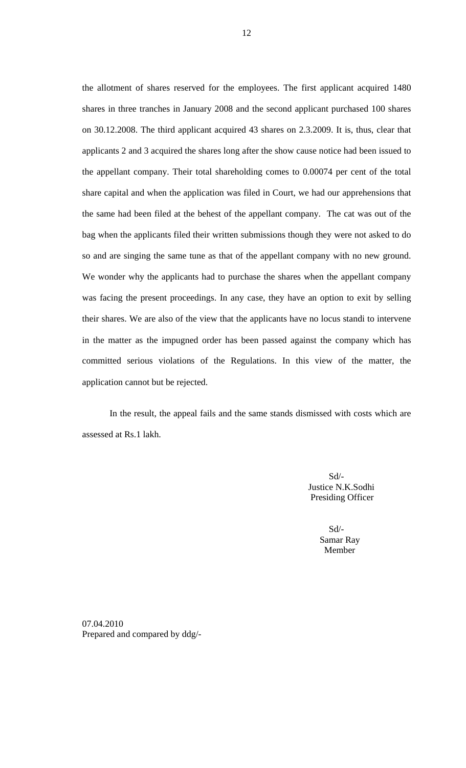the allotment of shares reserved for the employees. The first applicant acquired 1480 shares in three tranches in January 2008 and the second applicant purchased 100 shares on 30.12.2008. The third applicant acquired 43 shares on 2.3.2009. It is, thus, clear that applicants 2 and 3 acquired the shares long after the show cause notice had been issued to the appellant company. Their total shareholding comes to 0.00074 per cent of the total share capital and when the application was filed in Court, we had our apprehensions that the same had been filed at the behest of the appellant company. The cat was out of the bag when the applicants filed their written submissions though they were not asked to do so and are singing the same tune as that of the appellant company with no new ground. We wonder why the applicants had to purchase the shares when the appellant company was facing the present proceedings. In any case, they have an option to exit by selling their shares. We are also of the view that the applicants have no locus standi to intervene in the matter as the impugned order has been passed against the company which has committed serious violations of the Regulations. In this view of the matter, the application cannot but be rejected.

In the result, the appeal fails and the same stands dismissed with costs which are assessed at Rs.1 lakh.

Sd/-
Justice N.K.Sodhi
Presiding Officer

Sd/-
Samar Ray
Member

07.04.2010
Prepared and compared by ddg/-